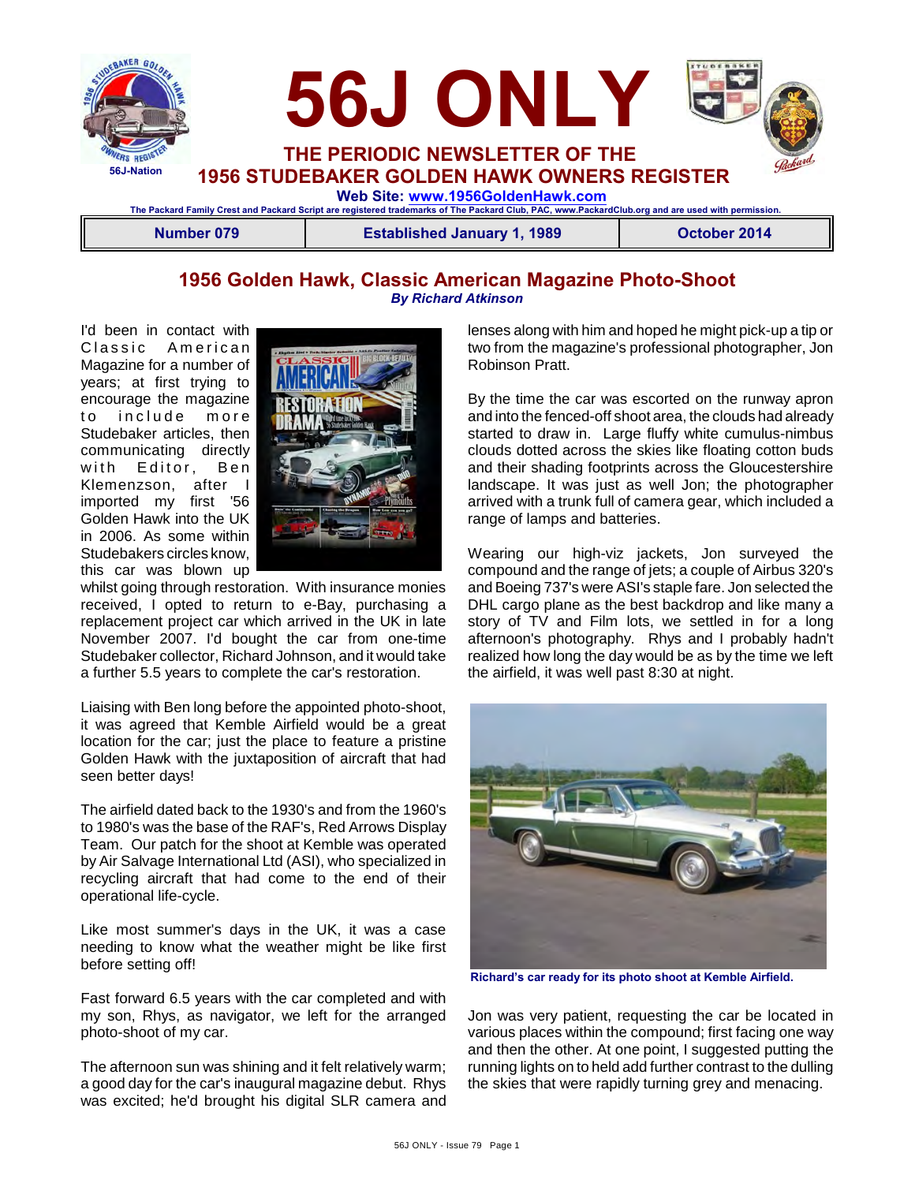# 56J ONLY

## THE PERIODIC NEWSLETTER OF THE 1956 STUDEBAKER GOLDEN HAWK OWNERS REGISTER

56J-Nation

**Web Site: www.1956GoldenHawk.com**

The Packard Family Crest and Packard Script are registered trademarks of The Packard Club, PAC, www.PackardClub.org and are used with permission.

| Number 079 | Established January 1, 1989 | October 2014 |
|---|---|---|

## 1956 Golden Hawk, Classic American Magazine Photo-Shoot

*By Richard Atkinson*

I'd been in contact with Classic American Magazine for a number of years; at first trying to encourage the magazine to include more Studebaker articles, then communicating directly with Editor, Ben Klemenzson, after I imported my first '56 Golden Hawk into the UK in 2006. As some within Studebakers circles know, this car was blown up whilst going through restoration. With insurance monies received, I opted to return to e-Bay, purchasing a replacement project car which arrived in the UK in late November 2007. I'd bought the car from one-time Studebaker collector, Richard Johnson, and it would take a further 5.5 years to complete the car's restoration.

Liaising with Ben long before the appointed photo-shoot, it was agreed that Kemble Airfield would be a great location for the car; just the place to feature a pristine Golden Hawk with the juxtaposition of aircraft that had seen better days!

The airfield dated back to the 1930's and from the 1960's to 1980's was the base of the RAF's, Red Arrows Display Team. Our patch for the shoot at Kemble was operated by Air Salvage International Ltd (ASI), who specialized in recycling aircraft that had come to the end of their operational life-cycle.

Like most summer's days in the UK, it was a case needing to know what the weather might be like first before setting off!

Fast forward 6.5 years with the car completed and with my son, Rhys, as navigator, we left for the arranged photo-shoot of my car.

The afternoon sun was shining and it felt relatively warm; a good day for the car's inaugural magazine debut. Rhys was excited; he'd brought his digital SLR camera and lenses along with him and hoped he might pick-up a tip or two from the magazine's professional photographer, Jon Robinson Pratt.

By the time the car was escorted on the runway apron and into the fenced-off shoot area, the clouds had already started to draw in. Large fluffy white cumulus-nimbus clouds dotted across the skies like floating cotton buds and their shading footprints across the Gloucestershire landscape. It was just as well Jon; the photographer arrived with a trunk full of camera gear, which included a range of lamps and batteries.

Wearing our high-viz jackets, Jon surveyed the compound and the range of jets; a couple of Airbus 320's and Boeing 737's were ASI's staple fare. Jon selected the DHL cargo plane as the best backdrop and like many a story of TV and Film lots, we settled in for a long afternoon's photography. Rhys and I probably hadn't realized how long the day would be as by the time we left the airfield, it was well past 8:30 at night.

**Richard's car ready for its photo shoot at Kemble Airfield.**

Jon was very patient, requesting the car be located in various places within the compound; first facing one way and then the other. At one point, I suggested putting the running lights on to held add further contrast to the dulling the skies that were rapidly turning grey and menacing.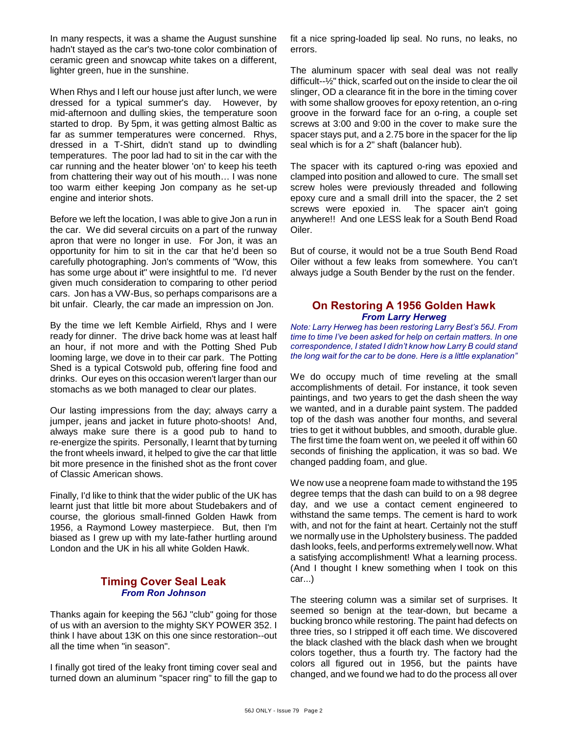In many respects, it was a shame the August sunshine hadn't stayed as the car's two-tone color combination of ceramic green and snowcap white takes on a different, lighter green, hue in the sunshine.

When Rhys and I left our house just after lunch, we were dressed for a typical summer's day. However, by mid-afternoon and dulling skies, the temperature soon started to drop. By 5pm, it was getting almost Baltic as far as summer temperatures were concerned. Rhys, dressed in a T-Shirt, didn't stand up to dwindling temperatures. The poor lad had to sit in the car with the car running and the heater blower 'on' to keep his teeth from chattering their way out of his mouth… I was none too warm either keeping Jon company as he set-up engine and interior shots.

Before we left the location, I was able to give Jon a run in the car. We did several circuits on a part of the runway apron that were no longer in use. For Jon, it was an opportunity for him to sit in the car that he'd been so carefully photographing. Jon's comments of "Wow, this has some urge about it" were insightful to me. I'd never given much consideration to comparing to other period cars. Jon has a VW-Bus, so perhaps comparisons are a bit unfair. Clearly, the car made an impression on Jon.

By the time we left Kemble Airfield, Rhys and I were ready for dinner. The drive back home was at least half an hour, if not more and with the Potting Shed Pub looming large, we dove in to their car park. The Potting Shed is a typical Cotswold pub, offering fine food and drinks. Our eyes on this occasion weren't larger than our stomachs as we both managed to clear our plates.

Our lasting impressions from the day; always carry a jumper, jeans and jacket in future photo-shoots! And, always make sure there is a good pub to hand to re-energize the spirits. Personally, I learnt that by turning the front wheels inward, it helped to give the car that little bit more presence in the finished shot as the front cover of Classic American shows.

Finally, I'd like to think that the wider public of the UK has learnt just that little bit more about Studebakers and of course, the glorious small-finned Golden Hawk from 1956, a Raymond Lowey masterpiece. But, then I'm biased as I grew up with my late-father hurtling around London and the UK in his all white Golden Hawk.

## Timing Cover Seal Leak

***From Ron Johnson***

Thanks again for keeping the 56J "club" going for those of us with an aversion to the mighty SKY POWER 352. I think I have about 13K on this one since restoration--out all the time when "in season".

I finally got tired of the leaky front timing cover seal and turned down an aluminum "spacer ring" to fill the gap to fit a nice spring-loaded lip seal. No runs, no leaks, no errors.

The aluminum spacer with seal deal was not really difficult--½" thick, scarfed out on the inside to clear the oil slinger, OD a clearance fit in the bore in the timing cover with some shallow grooves for epoxy retention, an o-ring groove in the forward face for an o-ring, a couple set screws at 3:00 and 9:00 in the cover to make sure the spacer stays put, and a 2.75 bore in the spacer for the lip seal which is for a 2" shaft (balancer hub).

The spacer with its captured o-ring was epoxied and clamped into position and allowed to cure. The small set screw holes were previously threaded and following epoxy cure and a small drill into the spacer, the 2 set screws were epoxied in. The spacer ain't going anywhere!! And one LESS leak for a South Bend Road Oiler.

But of course, it would not be a true South Bend Road Oiler without a few leaks from somewhere. You can't always judge a South Bender by the rust on the fender.

## On Restoring A 1956 Golden Hawk

***From Larry Herweg***

*Note: Larry Herweg has been restoring Larry Best's 56J. From time to time I've been asked for help on certain matters. In one correspondence, I stated I didn't know how Larry B could stand the long wait for the car to be done. Here is a little explanation"*

We do occupy much of time reveling at the small accomplishments of detail. For instance, it took seven paintings, and two years to get the dash sheen the way we wanted, and in a durable paint system. The padded top of the dash was another four months, and several tries to get it without bubbles, and smooth, durable glue. The first time the foam went on, we peeled it off within 60 seconds of finishing the application, it was so bad. We changed padding foam, and glue.

We now use a neoprene foam made to withstand the 195 degree temps that the dash can build to on a 98 degree day, and we use a contact cement engineered to withstand the same temps. The cement is hard to work with, and not for the faint at heart. Certainly not the stuff we normally use in the Upholstery business. The padded dash looks, feels, and performs extremely well now. What a satisfying accomplishment! What a learning process. (And I thought I knew something when I took on this car...)

The steering column was a similar set of surprises. It seemed so benign at the tear-down, but became a bucking bronco while restoring. The paint had defects on three tries, so I stripped it off each time. We discovered the black clashed with the black dash when we brought colors together, thus a fourth try. The factory had the colors all figured out in 1956, but the paints have changed, and we found we had to do the process all over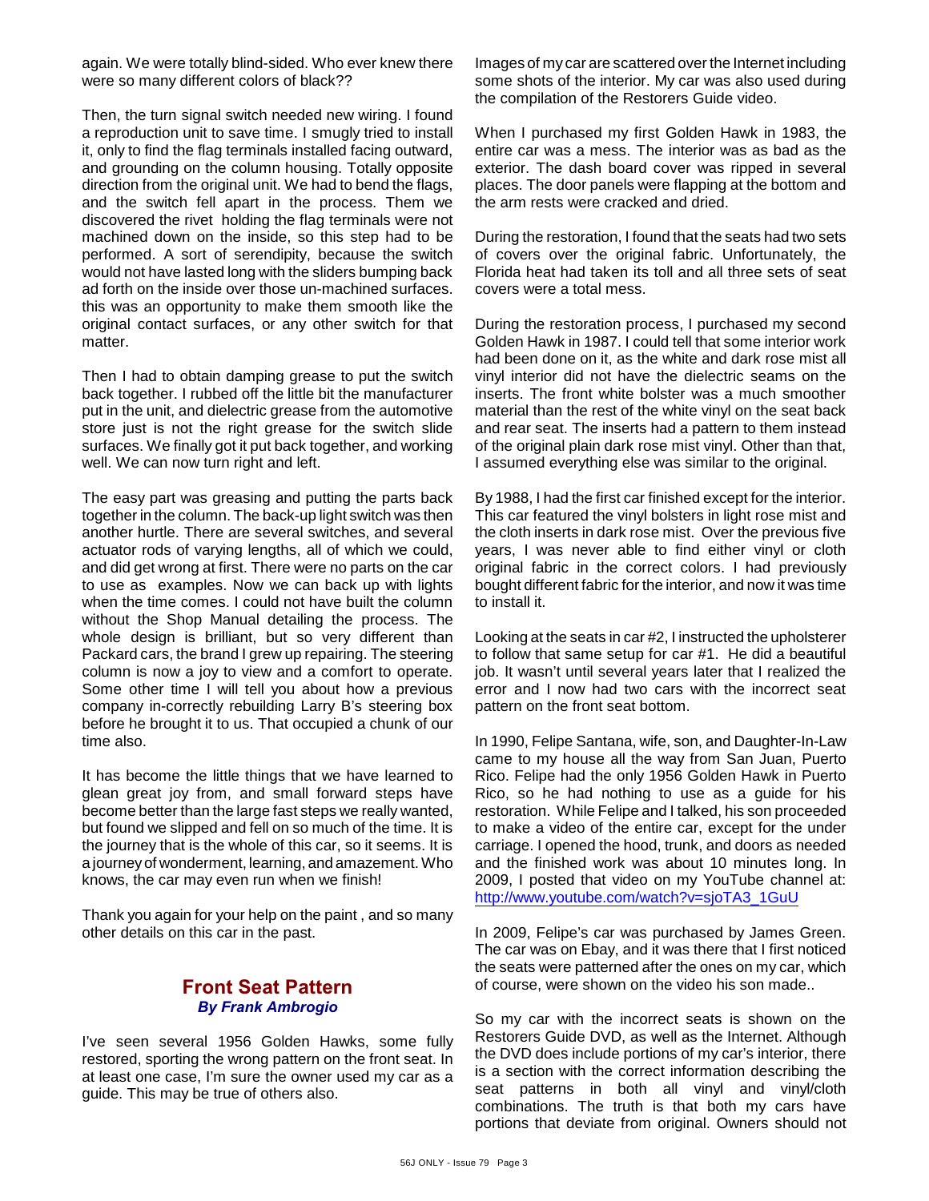again. We were totally blind-sided. Who ever knew there were so many different colors of black??

Then, the turn signal switch needed new wiring. I found a reproduction unit to save time. I smugly tried to install it, only to find the flag terminals installed facing outward, and grounding on the column housing. Totally opposite direction from the original unit. We had to bend the flags, and the switch fell apart in the process. Them we discovered the rivet holding the flag terminals were not machined down on the inside, so this step had to be performed. A sort of serendipity, because the switch would not have lasted long with the sliders bumping back ad forth on the inside over those un-machined surfaces. this was an opportunity to make them smooth like the original contact surfaces, or any other switch for that matter.

Then I had to obtain damping grease to put the switch back together. I rubbed off the little bit the manufacturer put in the unit, and dielectric grease from the automotive store just is not the right grease for the switch slide surfaces. We finally got it put back together, and working well. We can now turn right and left.

The easy part was greasing and putting the parts back together in the column. The back-up light switch was then another hurtle. There are several switches, and several actuator rods of varying lengths, all of which we could, and did get wrong at first. There were no parts on the car to use as examples. Now we can back up with lights when the time comes. I could not have built the column without the Shop Manual detailing the process. The whole design is brilliant, but so very different than Packard cars, the brand I grew up repairing. The steering column is now a joy to view and a comfort to operate. Some other time I will tell you about how a previous company in-correctly rebuilding Larry B's steering box before he brought it to us. That occupied a chunk of our time also.

It has become the little things that we have learned to glean great joy from, and small forward steps have become better than the large fast steps we really wanted, but found we slipped and fell on so much of the time. It is the journey that is the whole of this car, so it seems. It is a journey of wonderment, learning, and amazement. Who knows, the car may even run when we finish!

Thank you again for your help on the paint , and so many other details on this car in the past.

## Front Seat Pattern

***By Frank Ambrogio***

I've seen several 1956 Golden Hawks, some fully restored, sporting the wrong pattern on the front seat. In at least one case, I'm sure the owner used my car as a guide. This may be true of others also.

Images of my car are scattered over the Internet including some shots of the interior. My car was also used during the compilation of the Restorers Guide video.

When I purchased my first Golden Hawk in 1983, the entire car was a mess. The interior was as bad as the exterior. The dash board cover was ripped in several places. The door panels were flapping at the bottom and the arm rests were cracked and dried.

During the restoration, I found that the seats had two sets of covers over the original fabric. Unfortunately, the Florida heat had taken its toll and all three sets of seat covers were a total mess.

During the restoration process, I purchased my second Golden Hawk in 1987. I could tell that some interior work had been done on it, as the white and dark rose mist all vinyl interior did not have the dielectric seams on the inserts. The front white bolster was a much smoother material than the rest of the white vinyl on the seat back and rear seat. The inserts had a pattern to them instead of the original plain dark rose mist vinyl. Other than that, I assumed everything else was similar to the original.

By 1988, I had the first car finished except for the interior. This car featured the vinyl bolsters in light rose mist and the cloth inserts in dark rose mist. Over the previous five years, I was never able to find either vinyl or cloth original fabric in the correct colors. I had previously bought different fabric for the interior, and now it was time to install it.

Looking at the seats in car #2, I instructed the upholsterer to follow that same setup for car #1. He did a beautiful job. It wasn't until several years later that I realized the error and I now had two cars with the incorrect seat pattern on the front seat bottom.

In 1990, Felipe Santana, wife, son, and Daughter-In-Law came to my house all the way from San Juan, Puerto Rico. Felipe had the only 1956 Golden Hawk in Puerto Rico, so he had nothing to use as a guide for his restoration. While Felipe and I talked, his son proceeded to make a video of the entire car, except for the under carriage. I opened the hood, trunk, and doors as needed and the finished work was about 10 minutes long. In 2009, I posted that video on my YouTube channel at: http://www.youtube.com/watch?v=sjoTA3_1GuU

In 2009, Felipe's car was purchased by James Green. The car was on Ebay, and it was there that I first noticed the seats were patterned after the ones on my car, which of course, were shown on the video his son made..

So my car with the incorrect seats is shown on the Restorers Guide DVD, as well as the Internet. Although the DVD does include portions of my car's interior, there is a section with the correct information describing the seat patterns in both all vinyl and vinyl/cloth combinations. The truth is that both my cars have portions that deviate from original. Owners should not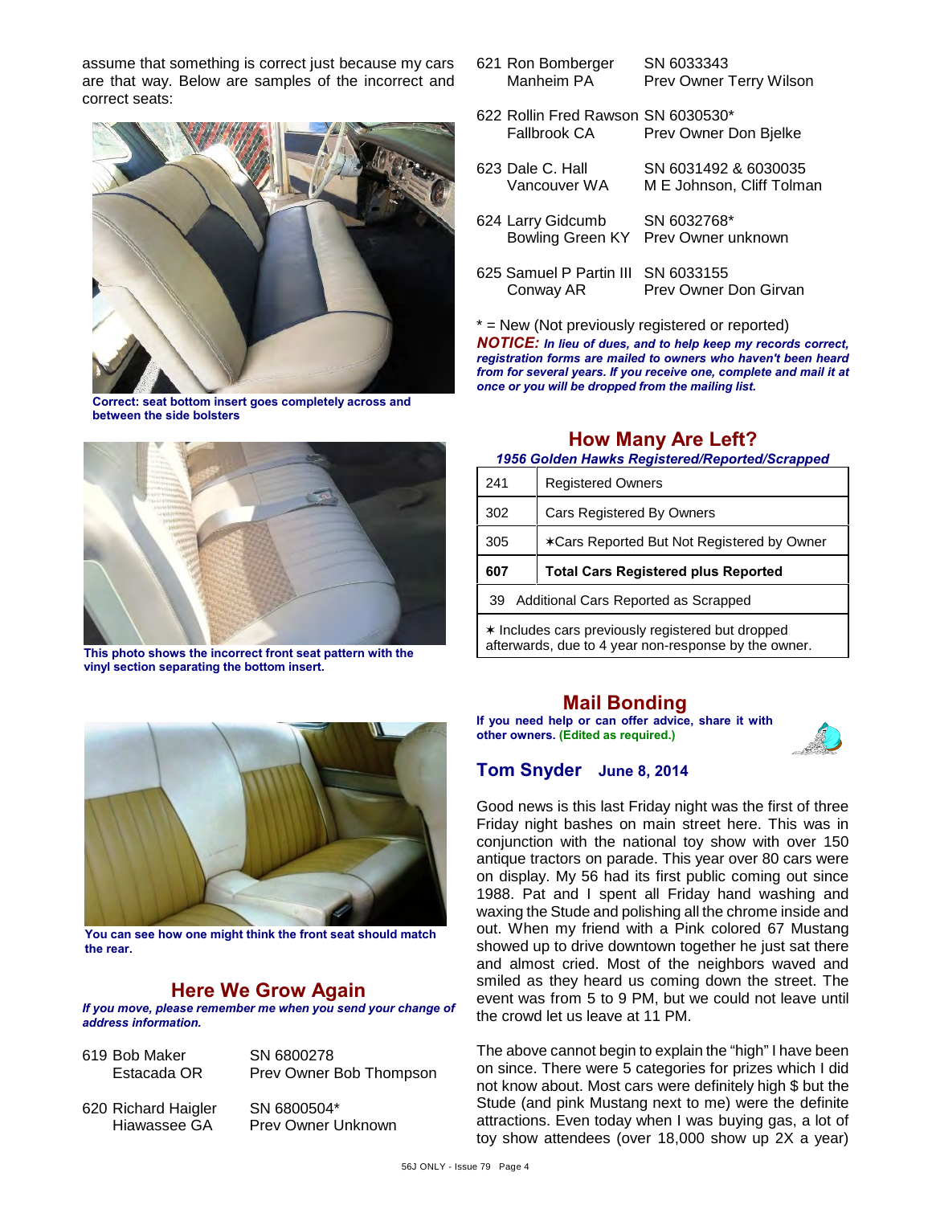assume that something is correct just because my cars are that way. Below are samples of the incorrect and correct seats:

**Correct: seat bottom insert goes completely across and between the side bolsters**

**This photo shows the incorrect front seat pattern with the vinyl section separating the bottom insert.**

**You can see how one might think the front seat should match the rear.**

## Here We Grow Again

***If you move, please remember me when you send your change of address information.***

619 Bob Maker — SN 6800278
Estacada OR — Prev Owner Bob Thompson

620 Richard Haigler — SN 6800504*
Hiawassee GA — Prev Owner Unknown

621 Ron Bomberger — SN 6033343
Manheim PA — Prev Owner Terry Wilson

622 Rollin Fred Rawson — SN 6030530*
Fallbrook CA — Prev Owner Don Bjelke

623 Dale C. Hall — SN 6031492 & 6030035
Vancouver WA — M E Johnson, Cliff Tolman

624 Larry Gidcumb — SN 6032768*
Bowling Green KY — Prev Owner unknown

625 Samuel P Partin III — SN 6033155
Conway AR — Prev Owner Don Girvan

* = New (Not previously registered or reported)

***NOTICE:*** ***In lieu of dues, and to help keep my records correct, registration forms are mailed to owners who haven't been heard from for several years. If you receive one, complete and mail it at once or you will be dropped from the mailing list.***

## How Many Are Left?

***1956 Golden Hawks Registered/Reported/Scrapped***

| | |
|---|---|
| 241 | Registered Owners |
| 302 | Cars Registered By Owners |
| 305 | ✶Cars Reported But Not Registered by Owner |
| **607** | **Total Cars Registered plus Reported** |
| 39 Additional Cars Reported as Scrapped | |
| ✶ Includes cars previously registered but dropped afterwards, due to 4 year non-response by the owner. | |

## Mail Bonding

**If you need help or can offer advice, share it with other owners. (Edited as required.)**

### Tom Snyder June 8, 2014

Good news is this last Friday night was the first of three Friday night bashes on main street here. This was in conjunction with the national toy show with over 150 antique tractors on parade. This year over 80 cars were on display. My 56 had its first public coming out since 1988. Pat and I spent all Friday hand washing and waxing the Stude and polishing all the chrome inside and out. When my friend with a Pink colored 67 Mustang showed up to drive downtown together he just sat there and almost cried. Most of the neighbors waved and smiled as they heard us coming down the street. The event was from 5 to 9 PM, but we could not leave until the crowd let us leave at 11 PM.

The above cannot begin to explain the "high" I have been on since. There were 5 categories for prizes which I did not know about. Most cars were definitely high $ but the Stude (and pink Mustang next to me) were the definite attractions. Even today when I was buying gas, a lot of toy show attendees (over 18,000 show up 2X a year)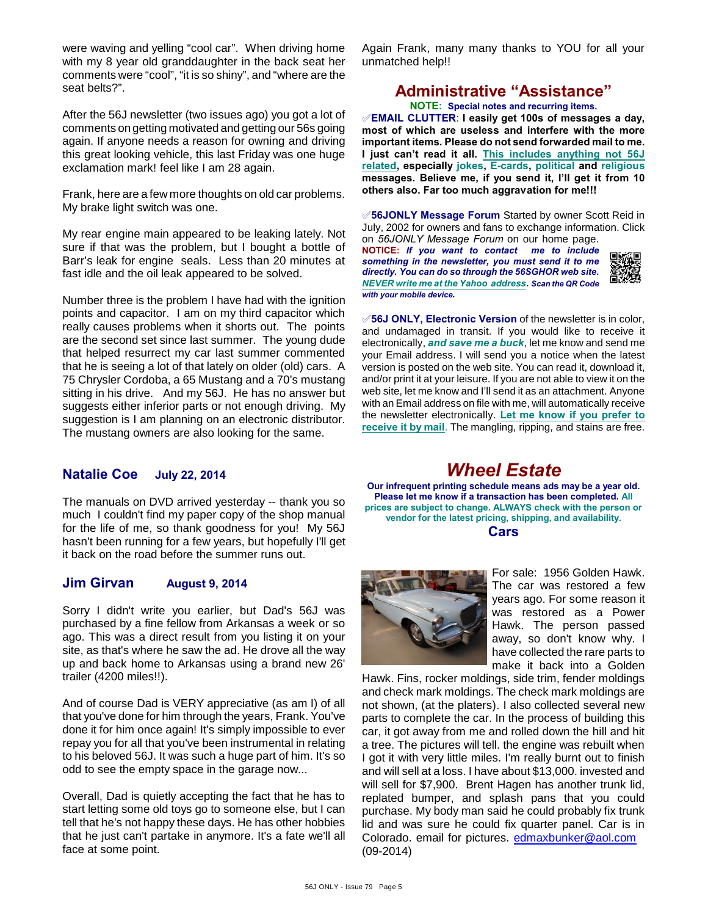were waving and yelling "cool car". When driving home with my 8 year old granddaughter in the back seat her comments were "cool", "it is so shiny", and "where are the seat belts?".

After the 56J newsletter (two issues ago) you got a lot of comments on getting motivated and getting our 56s going again. If anyone needs a reason for owning and driving this great looking vehicle, this last Friday was one huge exclamation mark! feel like I am 28 again.

Frank, here are a few more thoughts on old car problems. My brake light switch was one.

My rear engine main appeared to be leaking lately. Not sure if that was the problem, but I bought a bottle of Barr's leak for engine seals. Less than 20 minutes at fast idle and the oil leak appeared to be solved.

Number three is the problem I have had with the ignition points and capacitor. I am on my third capacitor which really causes problems when it shorts out. The points are the second set since last summer. The young dude that helped resurrect my car last summer commented that he is seeing a lot of that lately on older (old) cars. A 75 Chrysler Cordoba, a 65 Mustang and a 70's mustang sitting in his drive. And my 56J. He has no answer but suggests either inferior parts or not enough driving. My suggestion is I am planning on an electronic distributor. The mustang owners are also looking for the same.

## Natalie Coe    July 22, 2014

The manuals on DVD arrived yesterday -- thank you so much I couldn't find my paper copy of the shop manual for the life of me, so thank goodness for you! My 56J hasn't been running for a few years, but hopefully I'll get it back on the road before the summer runs out.

## Jim Girvan    August 9, 2014

Sorry I didn't write you earlier, but Dad's 56J was purchased by a fine fellow from Arkansas a week or so ago. This was a direct result from you listing it on your site, as that's where he saw the ad. He drove all the way up and back home to Arkansas using a brand new 26' trailer (4200 miles!!).

And of course Dad is VERY appreciative (as am I) of all that you've done for him through the years, Frank. You've done it for him once again! It's simply impossible to ever repay you for all that you've been instrumental in relating to his beloved 56J. It was such a huge part of him. It's so odd to see the empty space in the garage now...

Overall, Dad is quietly accepting the fact that he has to start letting some old toys go to someone else, but I can tell that he's not happy these days. He has other hobbies that he just can't partake in anymore. It's a fate we'll all face at some point.

Again Frank, many many thanks to YOU for all your unmatched help!!

## Administrative "Assistance"

**NOTE: Special notes and recurring items.**

✐**EMAIL CLUTTER**: **I easily get 100s of messages a day, most of which are useless and interfere with the more important items. Please do not send forwarded mail to me. I just can't read it all. This includes anything not 56J related, especially jokes, E-cards, political and religious messages. Believe me, if you send it, I'll get it from 10 others also. Far too much aggravation for me!!!**

✐**56JONLY Message Forum** Started by owner Scott Reid in July, 2002 for owners and fans to exchange information. Click on *56JONLY Message Forum* on our home page.
**NOTICE:** ***If you want to contact me to include something in the newsletter, you must send it to me directly. You can do so through the 56SGHOR web site. NEVER write me at the Yahoo address. Scan the QR Code with your mobile device.***

✐**56J ONLY, Electronic Version** of the newsletter is in color, and undamaged in transit. If you would like to receive it electronically, ***and save me a buck***, let me know and send me your Email address. I will send you a notice when the latest version is posted on the web site. You can read it, download it, and/or print it at your leisure. If you are not able to view it on the web site, let me know and I'll send it as an attachment. Anyone with an Email address on file with me, will automatically receive the newsletter electronically. **Let me know if you prefer to receive it by mail**. The mangling, ripping, and stains are free.

# *Wheel Estate*

**Our infrequent printing schedule means ads may be a year old. Please let me know if a transaction has been completed. All prices are subject to change. ALWAYS check with the person or vendor for the latest pricing, shipping, and availability.**

### Cars

For sale: 1956 Golden Hawk. The car was restored a few years ago. For some reason it was restored as a Power Hawk. The person passed away, so don't know why. I have collected the rare parts to make it back into a Golden Hawk. Fins, rocker moldings, side trim, fender moldings and check mark moldings. The check mark moldings are not shown, (at the platers). I also collected several new parts to complete the car. In the process of building this car, it got away from me and rolled down the hill and hit a tree. The pictures will tell. the engine was rebuilt when I got it with very little miles. I'm really burnt out to finish and will sell at a loss. I have about $13,000. invested and will sell for $7,900. Brent Hagen has another trunk lid, replated bumper, and splash pans that you could purchase. My body man said he could probably fix trunk lid and was sure he could fix quarter panel. Car is in Colorado. email for pictures. edmaxbunker@aol.com (09-2014)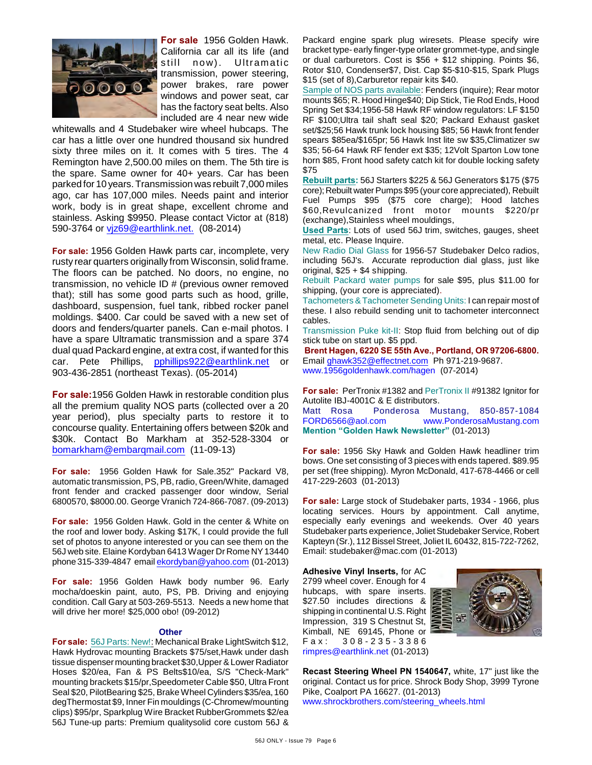**For sale** 1956 Golden Hawk. California car all its life (and still now). Ultramatic transmission, power steering, power brakes, rare power windows and power seat, car has the factory seat belts. Also included are 4 near new wide whitewalls and 4 Studebaker wire wheel hubcaps. The car has a little over one hundred thousand six hundred sixty three miles on it. It comes with 5 tires. The 4 Remington have 2,500.00 miles on them. The 5th tire is the spare. Same owner for 40+ years. Car has been parked for 10 years. Transmission was rebuilt 7,000 miles ago, car has 107,000 miles. Needs paint and interior work, body is in great shape, excellent chrome and stainless. Asking $9950. Please contact Victor at (818) 590-3764 or vjz69@earthlink.net. (08-2014)

**For sale:** 1956 Golden Hawk parts car, incomplete, very rusty rear quarters originally from Wisconsin, solid frame. The floors can be patched. No doors, no engine, no transmission, no vehicle ID # (previous owner removed that); still has some good parts such as hood, grille, dashboard, suspension, fuel tank, ribbed rocker panel moldings. $400. Car could be saved with a new set of doors and fenders/quarter panels. Can e-mail photos. I have a spare Ultramatic transmission and a spare 374 dual quad Packard engine, at extra cost, if wanted for this car. Pete Phillips, pphillips922@earthlink.net or 903-436-2851 (northeast Texas). (05-2014)

**For sale:** 1956 Golden Hawk in restorable condition plus all the premium quality NOS parts (collected over a 20 year period), plus specialty parts to restore it to concourse quality. Entertaining offers between $20k and $30k. Contact Bo Markham at 352-528-3304 or bomarkham@embarqmail.com (11-09-13)

**For sale:** 1956 Golden Hawk for Sale.352" Packard V8, automatic transmission, PS, PB, radio, Green/White, damaged front fender and cracked passenger door window, Serial 6800570, $8000.00. George Vranich 724-866-7087. (09-2013)

**For sale:** 1956 Golden Hawk. Gold in the center & White on the roof and lower body. Asking $17K, I could provide the full set of photos to anyone interested or you can see them on the 56J web site. Elaine Kordyban 6413 Wager Dr Rome NY 13440 phone 315-339-4847 email ekordyban@yahoo.com (01-2013)

**For sale:** 1956 Golden Hawk body number 96. Early mocha/doeskin paint, auto, PS, PB. Driving and enjoying condition. Call Gary at 503-269-5513. Needs a new home that will drive her more! $25,000 obo! (09-2012)

### Other

**For sale:** 56J Parts: New!: Mechanical Brake LightSwitch $12, Hawk Hydrovac mounting Brackets $75/set,Hawk under dash tissue dispenser mounting bracket $30,Upper & Lower Radiator Hoses $20/ea, Fan & PS Belts$10/ea, S/S "Check-Mark" mounting brackets $15/pr,Speedometer Cable $50, Ultra Front Seal $20, PilotBearing $25, Brake Wheel Cylinders $35/ea, 160 degThermostat $9, Inner Fin mouldings (C-Chrewn/mounting clips) $95/pr, Sparkplug Wire Bracket RubberGrommets $2/ea 56J Tune-up parts: Premium qualitysolid core custom 56J & Packard engine spark plug wiresets. Please specify wire bracket type- early finger-type orlater grommet-type, and single or dual carburetors. Cost is $56 + $12 shipping. Points $6, Rotor $10, Condenser$7, Dist. Cap $5-$10-$15, Spark Plugs $15 (set of 8),Carburetor repair kits $40.

Sample of NOS parts available: Fenders (inquire); Rear motor mounts $65; R. Hood Hinge$40; Dip Stick, Tie Rod Ends, Hood Spring Set $34;1956-58 Hawk RF window regulators: LF $150 RF $100;Ultra tail shaft seal $20; Packard Exhaust gasket set/$25;56 Hawk trunk lock housing $85; 56 Hawk front fender spears $85ea/$165pr; 56 Hawk Inst lite sw $35,Climatizer sw $35; 56-64 Hawk RF fender ext $35; 12Volt Sparton Low tone horn $85, Front hood safety catch kit for double locking safety $75

**Rebuilt parts:** 56J Starters $225 & 56J Generators $175 ($75 core); Rebuilt water Pumps $95 (your core appreciated), Rebuilt Fuel Pumps $95 ($75 core charge); Hood latches $60,Revulcanized front motor mounts $220/pr (exchange),Stainless wheel mouldings,

**Used Parts**: Lots of used 56J trim, switches, gauges, sheet metal, etc. Please Inquire.

New Radio Dial Glass for 1956-57 Studebaker Delco radios, including 56J's. Accurate reproduction dial glass, just like original, $25 + $4 shipping.

Rebuilt Packard water pumps for sale $95, plus $11.00 for shipping, (your core is appreciated).

Tachometers & Tachometer Sending Units: I can repair most of these. I also rebuild sending unit to tachometer interconnect cables.

Transmission Puke kit-II: Stop fluid from belching out of dip stick tube on start up. $5 ppd.

**Brent Hagen, 6220 SE 55th Ave., Portland, OR 97206-6800.** Email ghawk352@effectnet.com Ph 971-219-9687. www.1956goldenhawk.com/hagen (07-2014)

**For sale:** PerTronix #1382 and PerTronix II #91382 Ignitor for Autolite IBJ-4001C & E distributors. Matt Rosa Ponderosa Mustang, 850-857-1084 FORD6566@aol.com www.PonderosaMustang.com **Mention "Golden Hawk Newsletter"** (01-2013)

**For sale:** 1956 Sky Hawk and Golden Hawk headliner trim bows. One set consisting of 3 pieces with ends tapered. $89.95 per set (free shipping). Myron McDonald, 417-678-4466 or cell 417-229-2603 (01-2013)

**For sale:** Large stock of Studebaker parts, 1934 - 1966, plus locating services. Hours by appointment. Call anytime, especially early evenings and weekends. Over 40 years Studebaker parts experience, Joliet Studebaker Service, Robert Kapteyn (Sr.), 112 Bissel Street, Joliet IL 60432, 815-722-7262, Email: studebaker@mac.com (01-2013)

**Adhesive Vinyl Inserts,** for AC 2799 wheel cover. Enough for 4 hubcaps, with spare inserts. $27.50 includes directions & shipping in continental U.S. Right Impression, 319 S Chestnut St, Kimball, NE 69145, Phone or Fax: 308-235-3386 rimpres@earthlink.net (01-2013)

**Recast Steering Wheel PN 1540647,** white, 17" just like the original. Contact us for price. Shrock Body Shop, 3999 Tyrone Pike, Coalport PA 16627. (01-2013) www.shrockbrothers.com/steering_wheels.html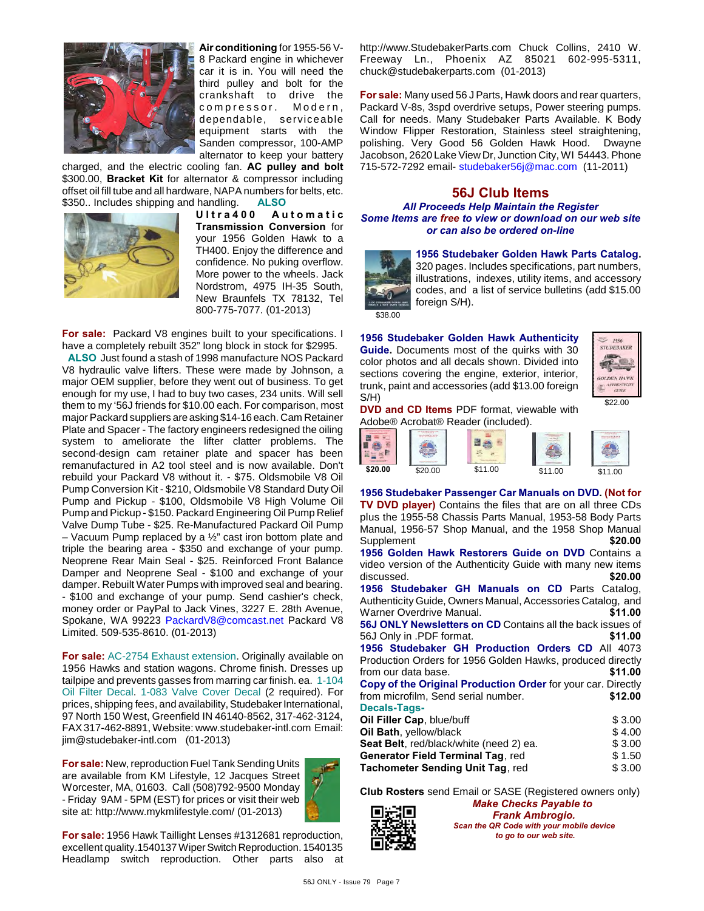**Air conditioning** for 1955-56 V-8 Packard engine in whichever car it is in. You will need the third pulley and bolt for the crankshaft to drive the compressor. Modern, dependable, serviceable equipment starts with the Sanden compressor, 100-AMP alternator to keep your battery charged, and the electric cooling fan. **AC pulley and bolt** $300.00, **Bracket Kit** for alternator & compressor including offset oil fill tube and all hardware, NAPA numbers for belts, etc. $350.. Includes shipping and handling. **ALSO** **Ultra400 Automatic Transmission Conversion** for your 1956 Golden Hawk to a TH400. Enjoy the difference and confidence. No puking overflow. More power to the wheels. Jack Nordstrom, 4975 IH-35 South, New Braunfels TX 78132, Tel 800-775-7077. (01-2013)

**For sale:** Packard V8 engines built to your specifications. I have a completely rebuilt 352" long block in stock for $2995. **ALSO** Just found a stash of 1998 manufacture NOS Packard V8 hydraulic valve lifters. These were made by Johnson, a major OEM supplier, before they went out of business. To get enough for my use, I had to buy two cases, 234 units. Will sell them to my '56J friends for $10.00 each. For comparison, most major Packard suppliers are asking $14-16 each. Cam Retainer Plate and Spacer - The factory engineers redesigned the oiling system to ameliorate the lifter clatter problems. The second-design cam retainer plate and spacer has been remanufactured in A2 tool steel and is now available. Don't rebuild your Packard V8 without it. - $75. Oldsmobile V8 Oil Pump Conversion Kit - $210, Oldsmobile V8 Standard Duty Oil Pump and Pickup - $100, Oldsmobile V8 High Volume Oil Pump and Pickup - $150. Packard Engineering Oil Pump Relief Valve Dump Tube - $25. Re-Manufactured Packard Oil Pump – Vacuum Pump replaced by a ½" cast iron bottom plate and triple the bearing area - $350 and exchange of your pump. Neoprene Rear Main Seal - $25. Reinforced Front Balance Damper and Neoprene Seal - $100 and exchange of your damper. Rebuilt Water Pumps with improved seal and bearing. - $100 and exchange of your pump. Send cashier's check, money order or PayPal to Jack Vines, 3227 E. 28th Avenue, Spokane, WA 99223 PackardV8@comcast.net Packard V8 Limited. 509-535-8610. (01-2013)

**For sale:** AC-2754 Exhaust extension. Originally available on 1956 Hawks and station wagons. Chrome finish. Dresses up tailpipe and prevents gasses from marring car finish. ea. 1-104 Oil Filter Decal. 1-083 Valve Cover Decal (2 required). For prices, shipping fees, and availability, Studebaker International, 97 North 150 West, Greenfield IN 46140-8562, 317-462-3124, FAX 317-462-8891, Website: www.studebaker-intl.com Email: jim@studebaker-intl.com (01-2013)

**For sale:** New, reproduction Fuel Tank Sending Units are available from KM Lifestyle, 12 Jacques Street Worcester, MA, 01603. Call (508)792-9500 Monday - Friday 9AM - 5PM (EST) for prices or visit their web site at: http://www.mykmlifestyle.com/ (01-2013)

**For sale:** 1956 Hawk Taillight Lenses #1312681 reproduction, excellent quality.1540137 Wiper Switch Reproduction. 1540135 Headlamp switch reproduction. Other parts also at http://www.StudebakerParts.com Chuck Collins, 2410 W. Freeway Ln., Phoenix AZ 85021 602-995-5311, chuck@studebakerparts.com (01-2013)

**For sale:** Many used 56 J Parts, Hawk doors and rear quarters, Packard V-8s, 3spd overdrive setups, Power steering pumps. Call for needs. Many Studebaker Parts Available. K Body Window Flipper Restoration, Stainless steel straightening, polishing. Very Good 56 Golden Hawk Hood. Dwayne Jacobson, 2620 Lake View Dr, Junction City, WI 54443. Phone 715-572-7292 email- studebaker56j@mac.com (11-2011)

## 56J Club Items

***All Proceeds Help Maintain the Register***
***Some Items are free to view or download on our web site or can also be ordered on-line***

**1956 Studebaker Golden Hawk Parts Catalog.** 320 pages. Includes specifications, part numbers, illustrations, indexes, utility items, and accessory codes, and a list of service bulletins (add $15.00 foreign S/H).

$38.00

**1956 Studebaker Golden Hawk Authenticity Guide.** Documents most of the quirks with 30 color photos and all decals shown. Divided into sections covering the engine, exterior, interior, trunk, paint and accessories (add $13.00 foreign S/H)

$22.00

**DVD and CD Items** PDF format, viewable with Adobe® Acrobat® Reader (included).

$20.00 $20.00 $11.00 $11.00 $11.00

**1956 Studebaker Passenger Car Manuals on DVD. (Not for TV DVD player)** Contains the files that are on all three CDs plus the 1955-58 Chassis Parts Manual, 1953-58 Body Parts Manual, 1956-57 Shop Manual, and the 1958 Shop Manual Supplement **$20.00**

**1956 Golden Hawk Restorers Guide on DVD** Contains a video version of the Authenticity Guide with many new items discussed. **$20.00**

**1956 Studebaker GH Manuals on CD** Parts Catalog, Authenticity Guide, Owners Manual, Accessories Catalog, and Warner Overdrive Manual. **$11.00**

**56J ONLY Newsletters on CD** Contains all the back issues of 56J Only in .PDF format. **$11.00**

**1956 Studebaker GH Production Orders CD** All 4073 Production Orders for 1956 Golden Hawks, produced directly from our data base. **$11.00**

**Copy of the Original Production Order** for your car. Directly from microfilm, Send serial number. **$12.00**

**Decals-Tags-**

| | |
|---|---|
| **Oil Filler Cap**, blue/buff | $ 3.00 |
| **Oil Bath**, yellow/black | $ 4.00 |
| **Seat Belt**, red/black/white (need 2) ea. | $ 3.00 |
| **Generator Field Terminal Tag**, red | $ 1.50 |
| **Tachometer Sending Unit Tag**, red | $ 3.00 |

**Club Rosters** send Email or SASE (Registered owners only)

***Make Checks Payable to Frank Ambrogio.***

***Scan the QR Code with your mobile device to go to our web site.***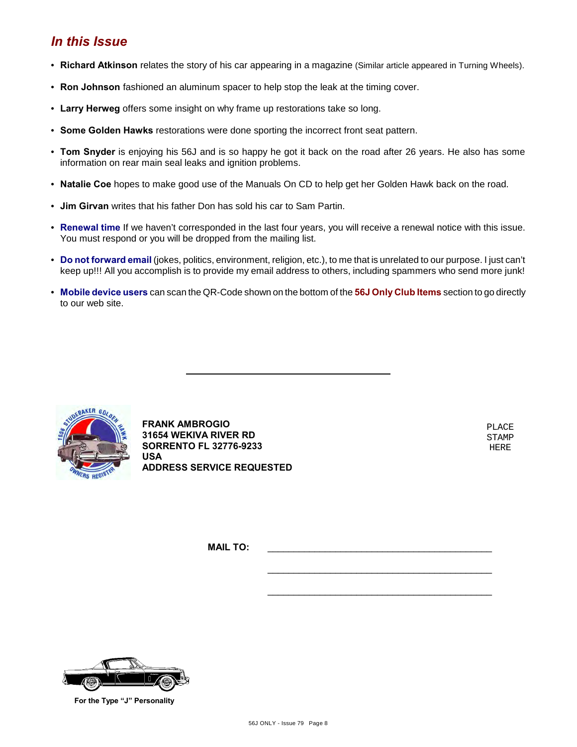## *In this Issue*

- **Richard Atkinson** relates the story of his car appearing in a magazine (Similar article appeared in Turning Wheels).
- **Ron Johnson** fashioned an aluminum spacer to help stop the leak at the timing cover.
- **Larry Herweg** offers some insight on why frame up restorations take so long.
- **Some Golden Hawks** restorations were done sporting the incorrect front seat pattern.
- **Tom Snyder** is enjoying his 56J and is so happy he got it back on the road after 26 years. He also has some information on rear main seal leaks and ignition problems.
- **Natalie Coe** hopes to make good use of the Manuals On CD to help get her Golden Hawk back on the road.
- **Jim Girvan** writes that his father Don has sold his car to Sam Partin.
- **Renewal time** If we haven't corresponded in the last four years, you will receive a renewal notice with this issue. You must respond or you will be dropped from the mailing list.
- **Do not forward email** (jokes, politics, environment, religion, etc.), to me that is unrelated to our purpose. I just can't keep up!!! All you accomplish is to provide my email address to others, including spammers who send more junk!
- **Mobile device users** can scan the QR-Code shown on the bottom of the **56J Only Club Items** section to go directly to our web site.

---

1956 STUDEBAKER GOLDEN HAWK OWNERS REGISTER

**FRANK AMBROGIO**
**31654 WEKIVA RIVER RD**
**SORRENTO FL 32776-9233**
**USA**
**ADDRESS SERVICE REQUESTED**

PLACE
STAMP
HERE

**MAIL TO:** ____________________________________________

____________________________________________

____________________________________________

**For the Type "J" Personality**